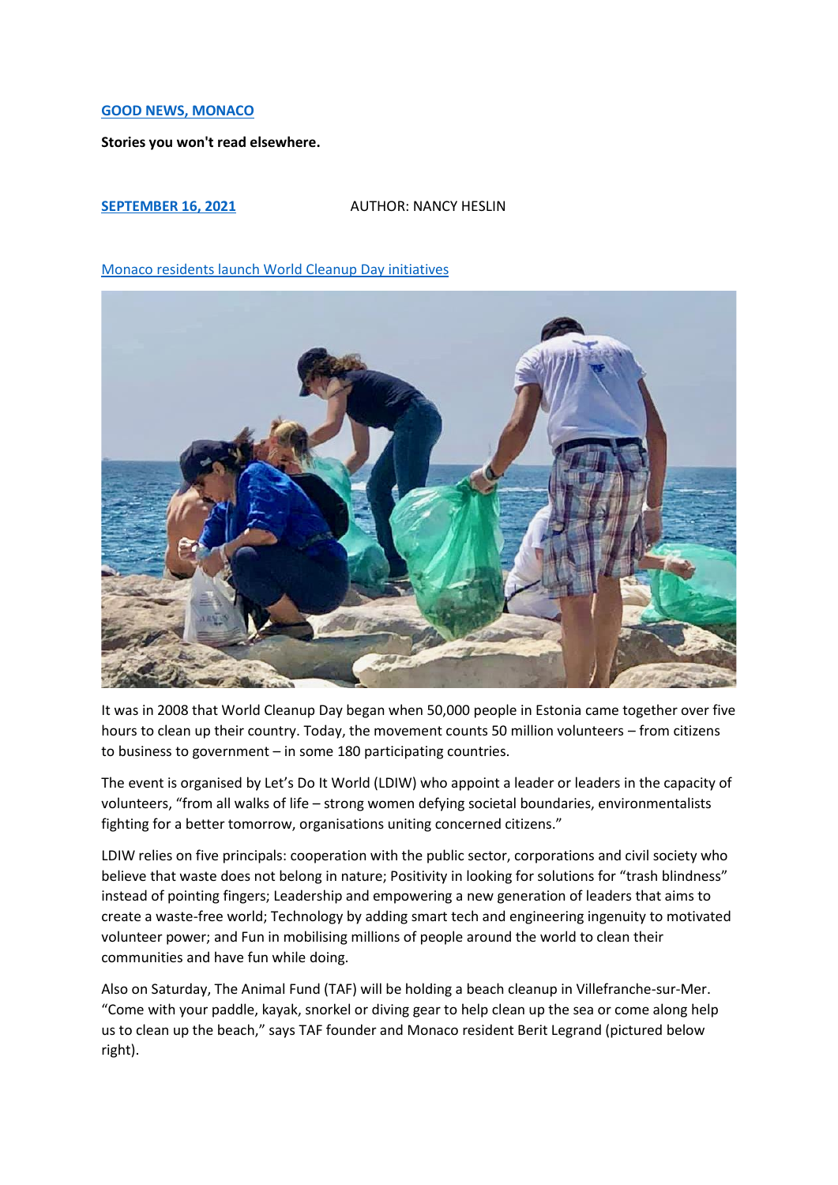**GOOD NEWS, MONACO**

**Stories you won't read elsewhere.**

**SEPTEMBER 16, 2021** AUTHOR: NANCY HESLIN

Monaco residents launch World Cleanup Day initiatives

It was in 2008 that World Cleanup Day began when 50,000 people in Estonia came together over five hours to clean up their country. Today, the movement counts 50 million volunteers – from citizens to business to government – in some 180 participating countries.

The event is organised by Let's Do It World (LDIW) who appoint a leader or leaders in the capacity of volunteers, "from all walks of life – strong women defying societal boundaries, environmentalists fighting for a better tomorrow, organisations uniting concerned citizens."

LDIW relies on five principals: cooperation with the public sector, corporations and civil society who believe that waste does not belong in nature; Positivity in looking for solutions for "trash blindness" instead of pointing fingers; Leadership and empowering a new generation of leaders that aims to create a waste-free world; Technology by adding smart tech and engineering ingenuity to motivated volunteer power; and Fun in mobilising millions of people around the world to clean their communities and have fun while doing.

Also on Saturday, The Animal Fund (TAF) will be holding a beach cleanup in Villefranche-sur-Mer. "Come with your paddle, kayak, snorkel or diving gear to help clean up the sea or come along help us to clean up the beach," says TAF founder and Monaco resident Berit Legrand (pictured below right).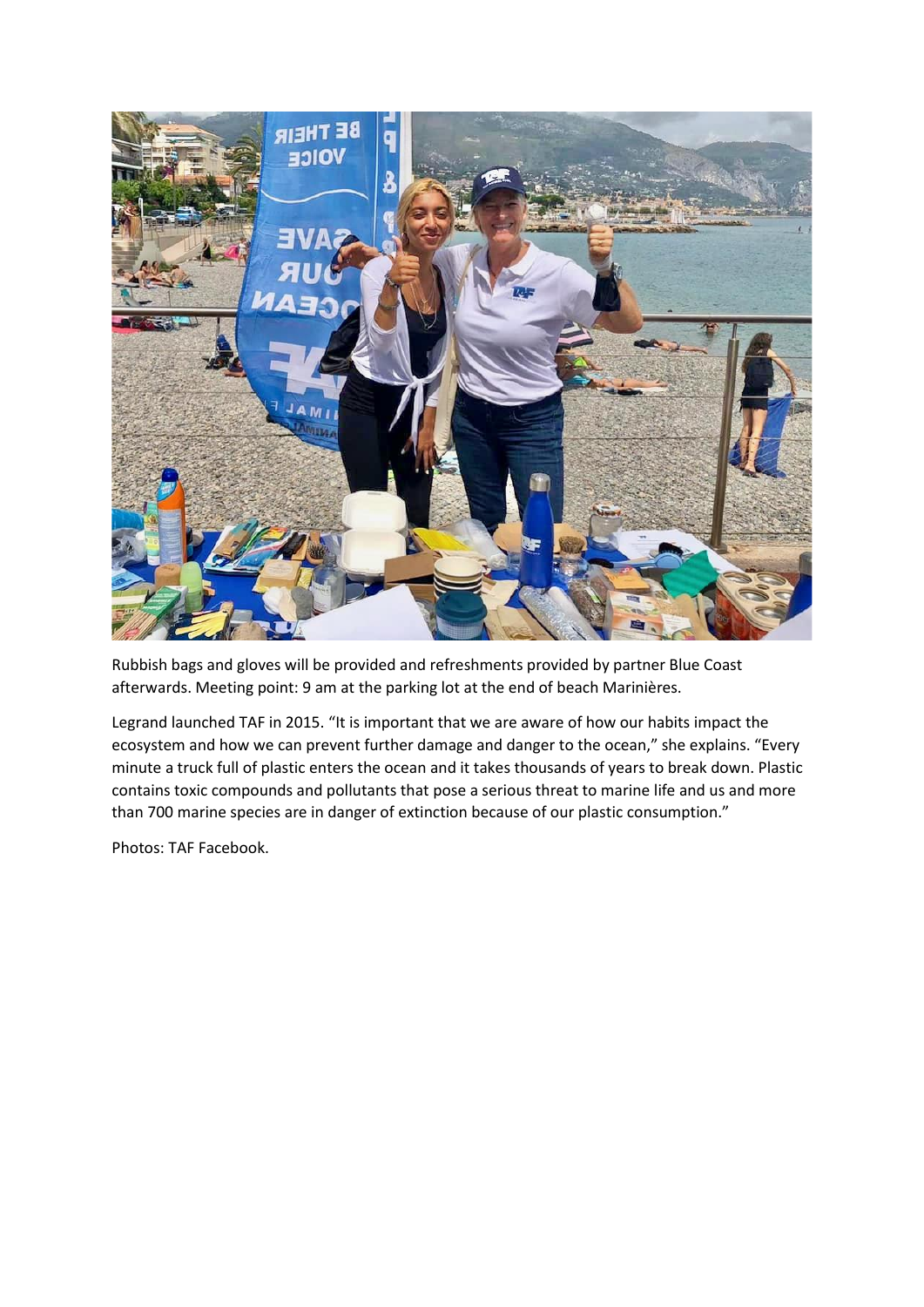Rubbish bags and gloves will be provided and refreshments provided by partner Blue Coast afterwards. Meeting point: 9 am at the parking lot at the end of beach Marinières.

Legrand launched TAF in 2015. "It is important that we are aware of how our habits impact the ecosystem and how we can prevent further damage and danger to the ocean," she explains. "Every minute a truck full of plastic enters the ocean and it takes thousands of years to break down. Plastic contains toxic compounds and pollutants that pose a serious threat to marine life and us and more than 700 marine species are in danger of extinction because of our plastic consumption."

Photos: TAF Facebook.